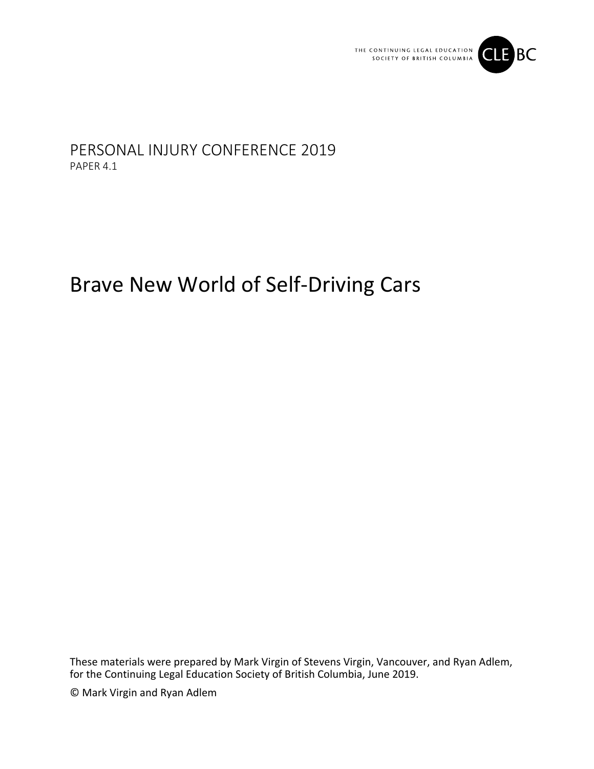THE CONTINUING LEGAL EDUCATION SOCIETY OF BRITISH COLUMBIA CLE BC

PERSONAL INJURY CONFERENCE 2019
PAPER 4.1

# Brave New World of Self-Driving Cars

These materials were prepared by Mark Virgin of Stevens Virgin, Vancouver, and Ryan Adlem, for the Continuing Legal Education Society of British Columbia, June 2019.

© Mark Virgin and Ryan Adlem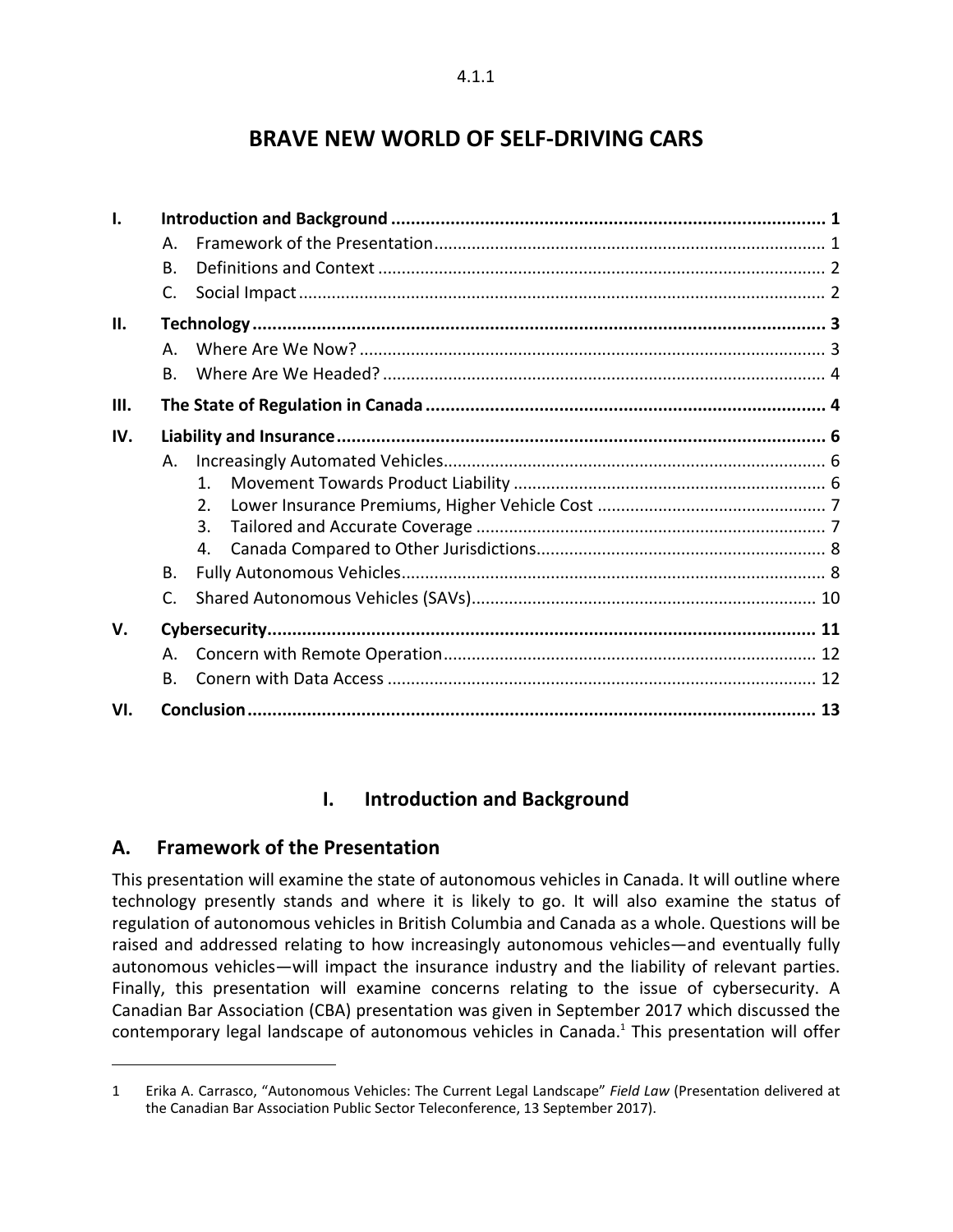4.1.1

# BRAVE NEW WORLD OF SELF-DRIVING CARS

| | | |
|---|---|---|
| **I.** | **Introduction and Background** | **1** |
| | A. Framework of the Presentation | 1 |
| | B. Definitions and Context | 2 |
| | C. Social Impact | 2 |
| **II.** | **Technology** | **3** |
| | A. Where Are We Now? | 3 |
| | B. Where Are We Headed? | 4 |
| **III.** | **The State of Regulation in Canada** | **4** |
| **IV.** | **Liability and Insurance** | **6** |
| | A. Increasingly Automated Vehicles | 6 |
| | 1. Movement Towards Product Liability | 6 |
| | 2. Lower Insurance Premiums, Higher Vehicle Cost | 7 |
| | 3. Tailored and Accurate Coverage | 7 |
| | 4. Canada Compared to Other Jurisdictions | 8 |
| | B. Fully Autonomous Vehicles | 8 |
| | C. Shared Autonomous Vehicles (SAVs) | 10 |
| **V.** | **Cybersecurity** | **11** |
| | A. Concern with Remote Operation | 12 |
| | B. Conern with Data Access | 12 |
| **VI.** | **Conclusion** | **13** |

## I. Introduction and Background

### A. Framework of the Presentation

This presentation will examine the state of autonomous vehicles in Canada. It will outline where technology presently stands and where it is likely to go. It will also examine the status of regulation of autonomous vehicles in British Columbia and Canada as a whole. Questions will be raised and addressed relating to how increasingly autonomous vehicles—and eventually fully autonomous vehicles—will impact the insurance industry and the liability of relevant parties. Finally, this presentation will examine concerns relating to the issue of cybersecurity. A Canadian Bar Association (CBA) presentation was given in September 2017 which discussed the contemporary legal landscape of autonomous vehicles in Canada.[1] This presentation will offer

1 Erika A. Carrasco, "Autonomous Vehicles: The Current Legal Landscape" *Field Law* (Presentation delivered at the Canadian Bar Association Public Sector Teleconference, 13 September 2017).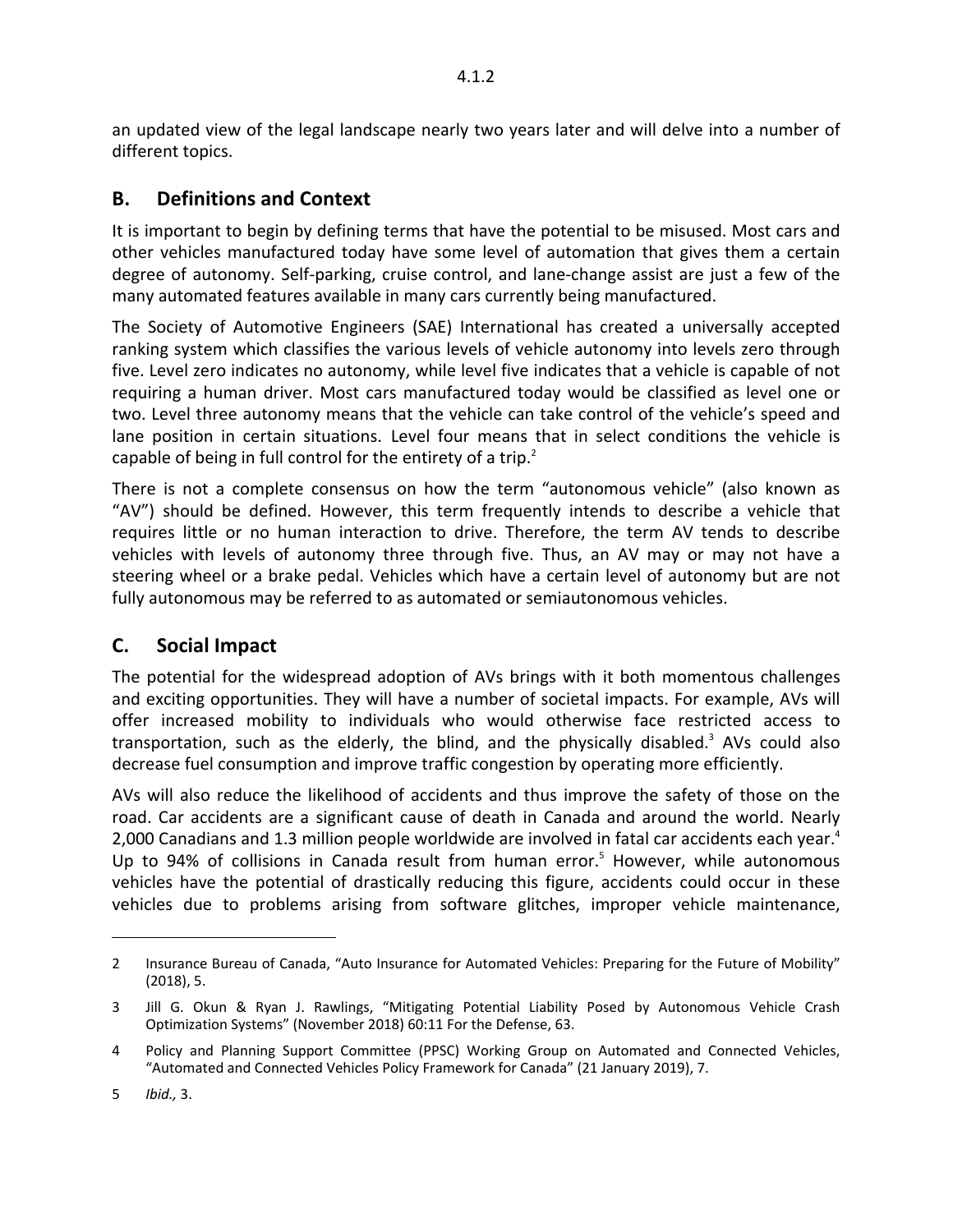an updated view of the legal landscape nearly two years later and will delve into a number of different topics.

## B. Definitions and Context

It is important to begin by defining terms that have the potential to be misused. Most cars and other vehicles manufactured today have some level of automation that gives them a certain degree of autonomy. Self-parking, cruise control, and lane-change assist are just a few of the many automated features available in many cars currently being manufactured.

The Society of Automotive Engineers (SAE) International has created a universally accepted ranking system which classifies the various levels of vehicle autonomy into levels zero through five. Level zero indicates no autonomy, while level five indicates that a vehicle is capable of not requiring a human driver. Most cars manufactured today would be classified as level one or two. Level three autonomy means that the vehicle can take control of the vehicle's speed and lane position in certain situations. Level four means that in select conditions the vehicle is capable of being in full control for the entirety of a trip.[2]

There is not a complete consensus on how the term "autonomous vehicle" (also known as "AV") should be defined. However, this term frequently intends to describe a vehicle that requires little or no human interaction to drive. Therefore, the term AV tends to describe vehicles with levels of autonomy three through five. Thus, an AV may or may not have a steering wheel or a brake pedal. Vehicles which have a certain level of autonomy but are not fully autonomous may be referred to as automated or semiautonomous vehicles.

## C. Social Impact

The potential for the widespread adoption of AVs brings with it both momentous challenges and exciting opportunities. They will have a number of societal impacts. For example, AVs will offer increased mobility to individuals who would otherwise face restricted access to transportation, such as the elderly, the blind, and the physically disabled.[3] AVs could also decrease fuel consumption and improve traffic congestion by operating more efficiently.

AVs will also reduce the likelihood of accidents and thus improve the safety of those on the road. Car accidents are a significant cause of death in Canada and around the world. Nearly 2,000 Canadians and 1.3 million people worldwide are involved in fatal car accidents each year.[4] Up to 94% of collisions in Canada result from human error.[5] However, while autonomous vehicles have the potential of drastically reducing this figure, accidents could occur in these vehicles due to problems arising from software glitches, improper vehicle maintenance,

---

2 Insurance Bureau of Canada, "Auto Insurance for Automated Vehicles: Preparing for the Future of Mobility" (2018), 5.

3 Jill G. Okun & Ryan J. Rawlings, "Mitigating Potential Liability Posed by Autonomous Vehicle Crash Optimization Systems" (November 2018) 60:11 For the Defense, 63.

4 Policy and Planning Support Committee (PPSC) Working Group on Automated and Connected Vehicles, "Automated and Connected Vehicles Policy Framework for Canada" (21 January 2019), 7.

5 *Ibid.,* 3.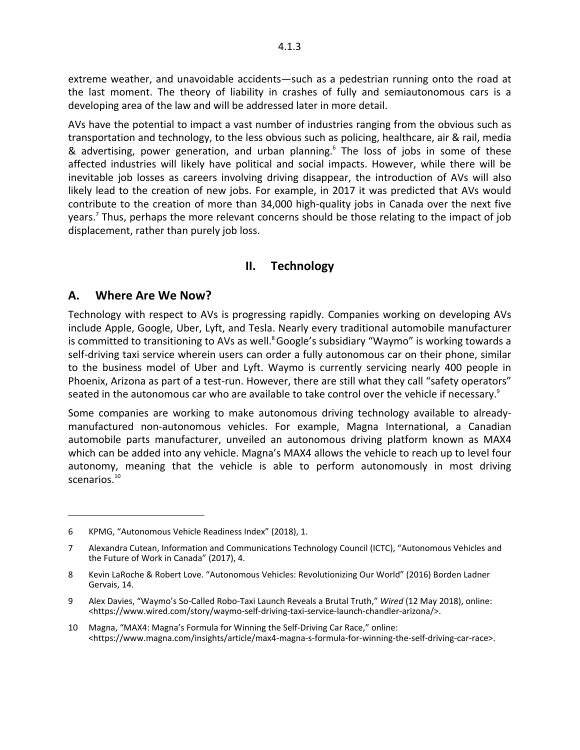extreme weather, and unavoidable accidents—such as a pedestrian running onto the road at the last moment. The theory of liability in crashes of fully and semiautonomous cars is a developing area of the law and will be addressed later in more detail.

AVs have the potential to impact a vast number of industries ranging from the obvious such as transportation and technology, to the less obvious such as policing, healthcare, air & rail, media & advertising, power generation, and urban planning.[6] The loss of jobs in some of these affected industries will likely have political and social impacts. However, while there will be inevitable job losses as careers involving driving disappear, the introduction of AVs will also likely lead to the creation of new jobs. For example, in 2017 it was predicted that AVs would contribute to the creation of more than 34,000 high-quality jobs in Canada over the next five years.[7] Thus, perhaps the more relevant concerns should be those relating to the impact of job displacement, rather than purely job loss.

## II. Technology

### A. Where Are We Now?

Technology with respect to AVs is progressing rapidly. Companies working on developing AVs include Apple, Google, Uber, Lyft, and Tesla. Nearly every traditional automobile manufacturer is committed to transitioning to AVs as well.[8] Google's subsidiary "Waymo" is working towards a self-driving taxi service wherein users can order a fully autonomous car on their phone, similar to the business model of Uber and Lyft. Waymo is currently servicing nearly 400 people in Phoenix, Arizona as part of a test-run. However, there are still what they call "safety operators" seated in the autonomous car who are available to take control over the vehicle if necessary.[9]

Some companies are working to make autonomous driving technology available to already-manufactured non-autonomous vehicles. For example, Magna International, a Canadian automobile parts manufacturer, unveiled an autonomous driving platform known as MAX4 which can be added into any vehicle. Magna's MAX4 allows the vehicle to reach up to level four autonomy, meaning that the vehicle is able to perform autonomously in most driving scenarios.[10]

---

6 KPMG, "Autonomous Vehicle Readiness Index" (2018), 1.

7 Alexandra Cutean, Information and Communications Technology Council (ICTC), "Autonomous Vehicles and the Future of Work in Canada" (2017), 4.

8 Kevin LaRoche & Robert Love. "Autonomous Vehicles: Revolutionizing Our World" (2016) Borden Ladner Gervais, 14.

9 Alex Davies, "Waymo's So-Called Robo-Taxi Launch Reveals a Brutal Truth," *Wired* (12 May 2018), online: <https://www.wired.com/story/waymo-self-driving-taxi-service-launch-chandler-arizona/>.

10 Magna, "MAX4: Magna's Formula for Winning the Self-Driving Car Race," online: <https://www.magna.com/insights/article/max4-magna-s-formula-for-winning-the-self-driving-car-race>.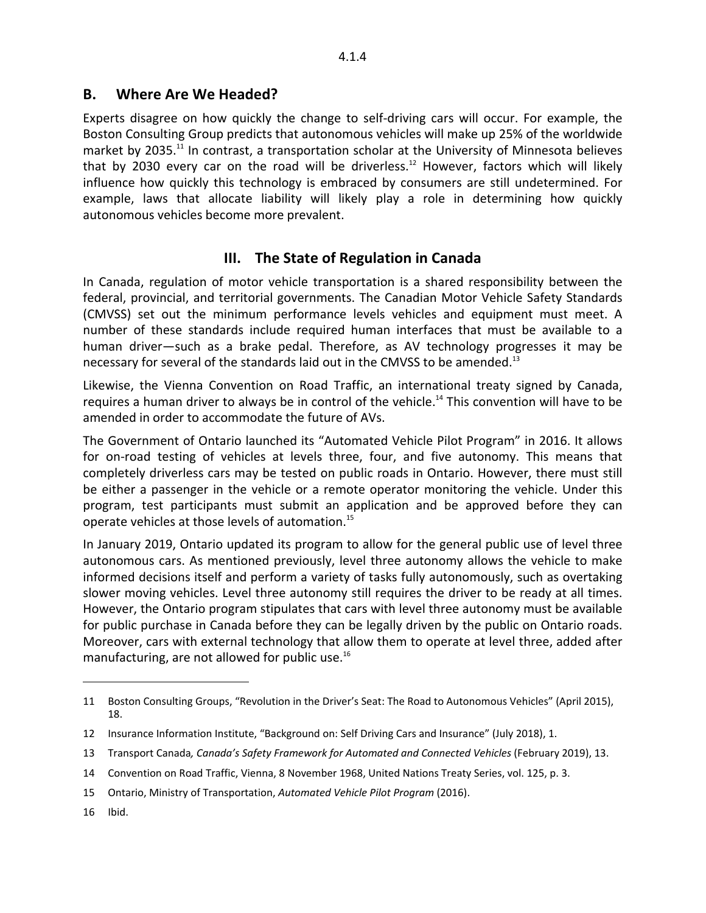## B. Where Are We Headed?

Experts disagree on how quickly the change to self-driving cars will occur. For example, the Boston Consulting Group predicts that autonomous vehicles will make up 25% of the worldwide market by 2035.[11] In contrast, a transportation scholar at the University of Minnesota believes that by 2030 every car on the road will be driverless.[12] However, factors which will likely influence how quickly this technology is embraced by consumers are still undetermined. For example, laws that allocate liability will likely play a role in determining how quickly autonomous vehicles become more prevalent.

# III. The State of Regulation in Canada

In Canada, regulation of motor vehicle transportation is a shared responsibility between the federal, provincial, and territorial governments. The Canadian Motor Vehicle Safety Standards (CMVSS) set out the minimum performance levels vehicles and equipment must meet. A number of these standards include required human interfaces that must be available to a human driver—such as a brake pedal. Therefore, as AV technology progresses it may be necessary for several of the standards laid out in the CMVSS to be amended.[13]

Likewise, the Vienna Convention on Road Traffic, an international treaty signed by Canada, requires a human driver to always be in control of the vehicle.[14] This convention will have to be amended in order to accommodate the future of AVs.

The Government of Ontario launched its "Automated Vehicle Pilot Program" in 2016. It allows for on-road testing of vehicles at levels three, four, and five autonomy. This means that completely driverless cars may be tested on public roads in Ontario. However, there must still be either a passenger in the vehicle or a remote operator monitoring the vehicle. Under this program, test participants must submit an application and be approved before they can operate vehicles at those levels of automation.[15]

In January 2019, Ontario updated its program to allow for the general public use of level three autonomous cars. As mentioned previously, level three autonomy allows the vehicle to make informed decisions itself and perform a variety of tasks fully autonomously, such as overtaking slower moving vehicles. Level three autonomy still requires the driver to be ready at all times. However, the Ontario program stipulates that cars with level three autonomy must be available for public purchase in Canada before they can be legally driven by the public on Ontario roads. Moreover, cars with external technology that allow them to operate at level three, added after manufacturing, are not allowed for public use.[16]

---

11 Boston Consulting Groups, "Revolution in the Driver's Seat: The Road to Autonomous Vehicles" (April 2015), 18.

12 Insurance Information Institute, "Background on: Self Driving Cars and Insurance" (July 2018), 1.

13 Transport Canada*, Canada's Safety Framework for Automated and Connected Vehicles* (February 2019), 13.

14 Convention on Road Traffic, Vienna, 8 November 1968, United Nations Treaty Series, vol. 125, p. 3.

15 Ontario, Ministry of Transportation, *Automated Vehicle Pilot Program* (2016).

16 Ibid.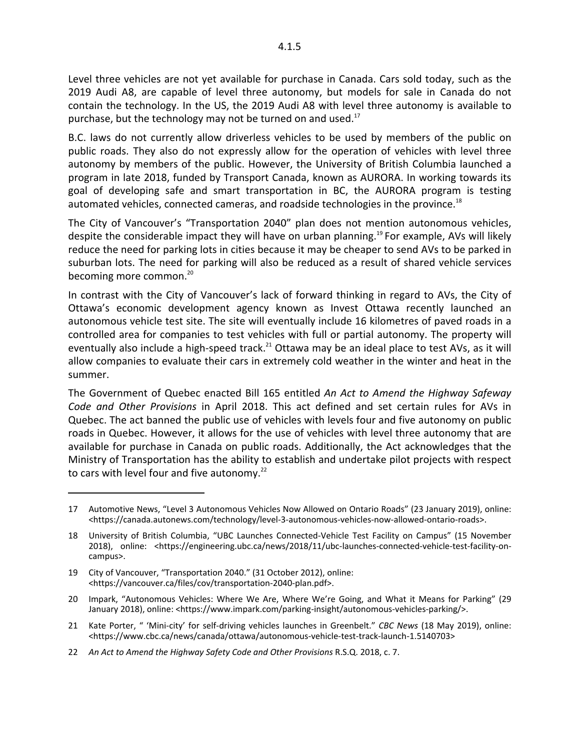Level three vehicles are not yet available for purchase in Canada. Cars sold today, such as the 2019 Audi A8, are capable of level three autonomy, but models for sale in Canada do not contain the technology. In the US, the 2019 Audi A8 with level three autonomy is available to purchase, but the technology may not be turned on and used.[17]

B.C. laws do not currently allow driverless vehicles to be used by members of the public on public roads. They also do not expressly allow for the operation of vehicles with level three autonomy by members of the public. However, the University of British Columbia launched a program in late 2018, funded by Transport Canada, known as AURORA. In working towards its goal of developing safe and smart transportation in BC, the AURORA program is testing automated vehicles, connected cameras, and roadside technologies in the province.[18]

The City of Vancouver's "Transportation 2040" plan does not mention autonomous vehicles, despite the considerable impact they will have on urban planning.[19] For example, AVs will likely reduce the need for parking lots in cities because it may be cheaper to send AVs to be parked in suburban lots. The need for parking will also be reduced as a result of shared vehicle services becoming more common.[20]

In contrast with the City of Vancouver's lack of forward thinking in regard to AVs, the City of Ottawa's economic development agency known as Invest Ottawa recently launched an autonomous vehicle test site. The site will eventually include 16 kilometres of paved roads in a controlled area for companies to test vehicles with full or partial autonomy. The property will eventually also include a high-speed track.[21] Ottawa may be an ideal place to test AVs, as it will allow companies to evaluate their cars in extremely cold weather in the winter and heat in the summer.

The Government of Quebec enacted Bill 165 entitled *An Act to Amend the Highway Safeway Code and Other Provisions* in April 2018. This act defined and set certain rules for AVs in Quebec. The act banned the public use of vehicles with levels four and five autonomy on public roads in Quebec. However, it allows for the use of vehicles with level three autonomy that are available for purchase in Canada on public roads. Additionally, the Act acknowledges that the Ministry of Transportation has the ability to establish and undertake pilot projects with respect to cars with level four and five autonomy.[22]

---

17 Automotive News, "Level 3 Autonomous Vehicles Now Allowed on Ontario Roads" (23 January 2019), online: <https://canada.autonews.com/technology/level-3-autonomous-vehicles-now-allowed-ontario-roads>.

18 University of British Columbia, "UBC Launches Connected-Vehicle Test Facility on Campus" (15 November 2018), online: <https://engineering.ubc.ca/news/2018/11/ubc-launches-connected-vehicle-test-facility-on-campus>.

19 City of Vancouver, "Transportation 2040." (31 October 2012), online: <https://vancouver.ca/files/cov/transportation-2040-plan.pdf>.

20 Impark, "Autonomous Vehicles: Where We Are, Where We're Going, and What it Means for Parking" (29 January 2018), online: <https://www.impark.com/parking-insight/autonomous-vehicles-parking/>.

21 Kate Porter, " 'Mini-city' for self-driving vehicles launches in Greenbelt." *CBC News* (18 May 2019), online: <https://www.cbc.ca/news/canada/ottawa/autonomous-vehicle-test-track-launch-1.5140703>

22 *An Act to Amend the Highway Safety Code and Other Provisions* R.S.Q. 2018, c. 7.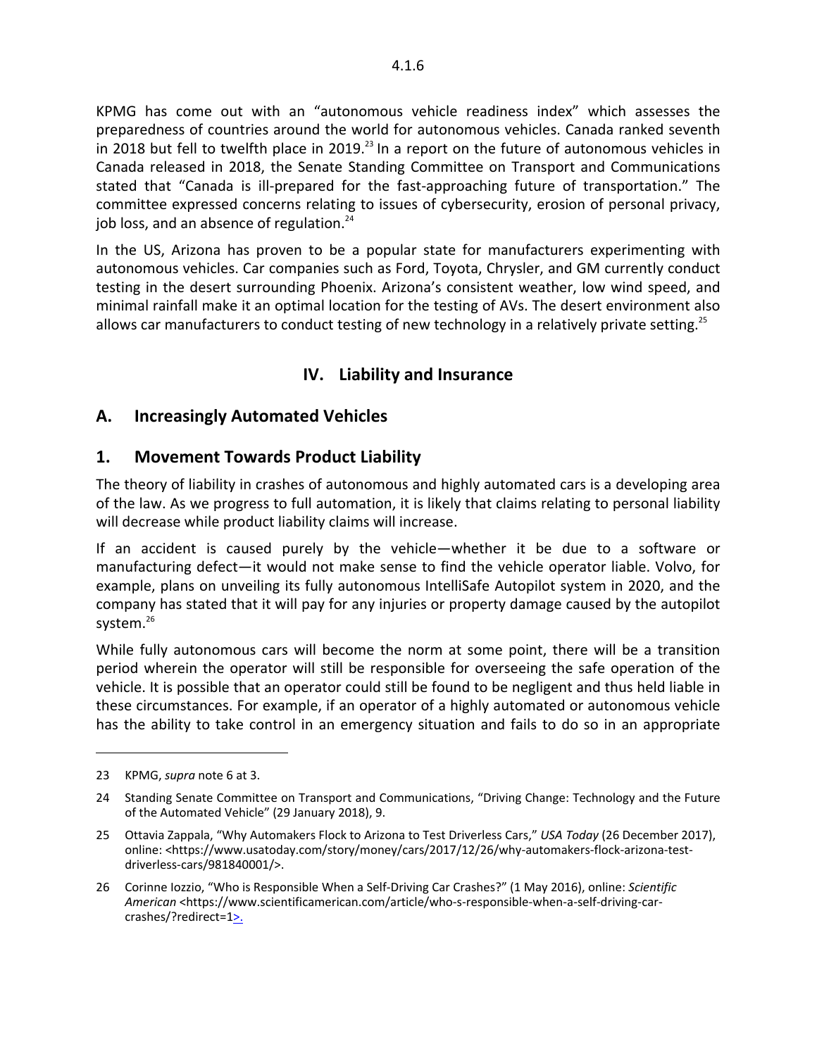KPMG has come out with an "autonomous vehicle readiness index" which assesses the preparedness of countries around the world for autonomous vehicles. Canada ranked seventh in 2018 but fell to twelfth place in 2019.[23] In a report on the future of autonomous vehicles in Canada released in 2018, the Senate Standing Committee on Transport and Communications stated that "Canada is ill-prepared for the fast-approaching future of transportation." The committee expressed concerns relating to issues of cybersecurity, erosion of personal privacy, job loss, and an absence of regulation.[24]

In the US, Arizona has proven to be a popular state for manufacturers experimenting with autonomous vehicles. Car companies such as Ford, Toyota, Chrysler, and GM currently conduct testing in the desert surrounding Phoenix. Arizona's consistent weather, low wind speed, and minimal rainfall make it an optimal location for the testing of AVs. The desert environment also allows car manufacturers to conduct testing of new technology in a relatively private setting.[25]

## IV. Liability and Insurance

### A. Increasingly Automated Vehicles

### 1. Movement Towards Product Liability

The theory of liability in crashes of autonomous and highly automated cars is a developing area of the law. As we progress to full automation, it is likely that claims relating to personal liability will decrease while product liability claims will increase.

If an accident is caused purely by the vehicle—whether it be due to a software or manufacturing defect—it would not make sense to find the vehicle operator liable. Volvo, for example, plans on unveiling its fully autonomous IntelliSafe Autopilot system in 2020, and the company has stated that it will pay for any injuries or property damage caused by the autopilot system.[26]

While fully autonomous cars will become the norm at some point, there will be a transition period wherein the operator will still be responsible for overseeing the safe operation of the vehicle. It is possible that an operator could still be found to be negligent and thus held liable in these circumstances. For example, if an operator of a highly automated or autonomous vehicle has the ability to take control in an emergency situation and fails to do so in an appropriate

---

23 KPMG, *supra* note 6 at 3.

24 Standing Senate Committee on Transport and Communications, "Driving Change: Technology and the Future of the Automated Vehicle" (29 January 2018), 9.

25 Ottavia Zappala, "Why Automakers Flock to Arizona to Test Driverless Cars," *USA Today* (26 December 2017), online: <https://www.usatoday.com/story/money/cars/2017/12/26/why-automakers-flock-arizona-test-driverless-cars/981840001/>.

26 Corinne Iozzio, "Who is Responsible When a Self-Driving Car Crashes?" (1 May 2016), online: *Scientific American* <https://www.scientificamerican.com/article/who-s-responsible-when-a-self-driving-car-crashes/?redirect=1>.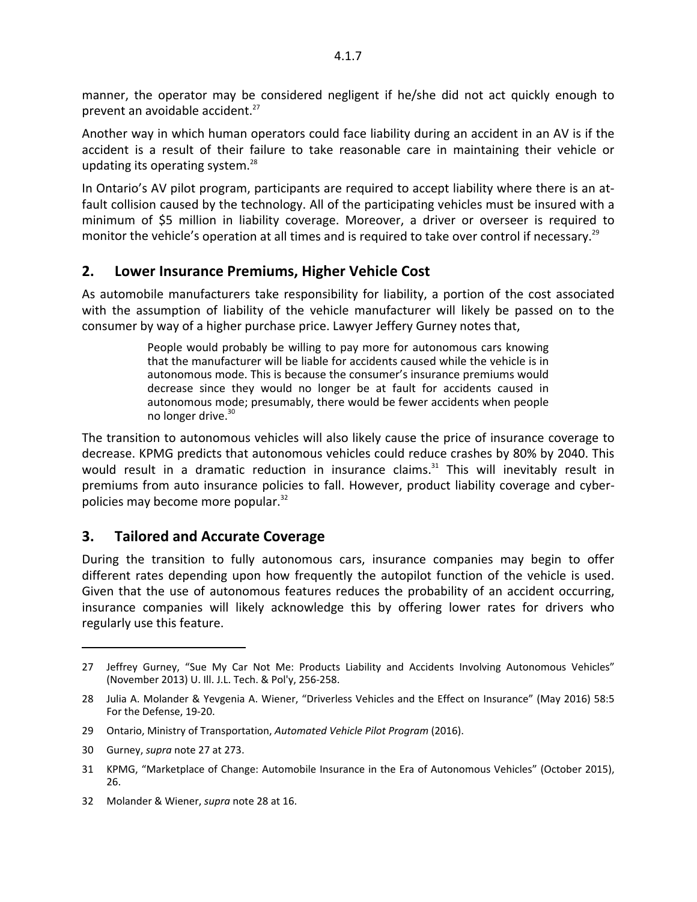manner, the operator may be considered negligent if he/she did not act quickly enough to prevent an avoidable accident.[27]

Another way in which human operators could face liability during an accident in an AV is if the accident is a result of their failure to take reasonable care in maintaining their vehicle or updating its operating system.[28]

In Ontario's AV pilot program, participants are required to accept liability where there is an at-fault collision caused by the technology. All of the participating vehicles must be insured with a minimum of $5 million in liability coverage. Moreover, a driver or overseer is required to monitor the vehicle's operation at all times and is required to take over control if necessary.[29]

## 2. Lower Insurance Premiums, Higher Vehicle Cost

As automobile manufacturers take responsibility for liability, a portion of the cost associated with the assumption of liability of the vehicle manufacturer will likely be passed on to the consumer by way of a higher purchase price. Lawyer Jeffery Gurney notes that,

> People would probably be willing to pay more for autonomous cars knowing that the manufacturer will be liable for accidents caused while the vehicle is in autonomous mode. This is because the consumer's insurance premiums would decrease since they would no longer be at fault for accidents caused in autonomous mode; presumably, there would be fewer accidents when people no longer drive.[30]

The transition to autonomous vehicles will also likely cause the price of insurance coverage to decrease. KPMG predicts that autonomous vehicles could reduce crashes by 80% by 2040. This would result in a dramatic reduction in insurance claims.[31] This will inevitably result in premiums from auto insurance policies to fall. However, product liability coverage and cyber-policies may become more popular.[32]

## 3. Tailored and Accurate Coverage

During the transition to fully autonomous cars, insurance companies may begin to offer different rates depending upon how frequently the autopilot function of the vehicle is used. Given that the use of autonomous features reduces the probability of an accident occurring, insurance companies will likely acknowledge this by offering lower rates for drivers who regularly use this feature.

---

27 Jeffrey Gurney, "Sue My Car Not Me: Products Liability and Accidents Involving Autonomous Vehicles" (November 2013) U. Ill. J.L. Tech. & Pol'y, 256-258.

28 Julia A. Molander & Yevgenia A. Wiener, "Driverless Vehicles and the Effect on Insurance" (May 2016) 58:5 For the Defense, 19-20.

29 Ontario, Ministry of Transportation, *Automated Vehicle Pilot Program* (2016).

30 Gurney, *supra* note 27 at 273.

31 KPMG, "Marketplace of Change: Automobile Insurance in the Era of Autonomous Vehicles" (October 2015), 26.

32 Molander & Wiener, *supra* note 28 at 16.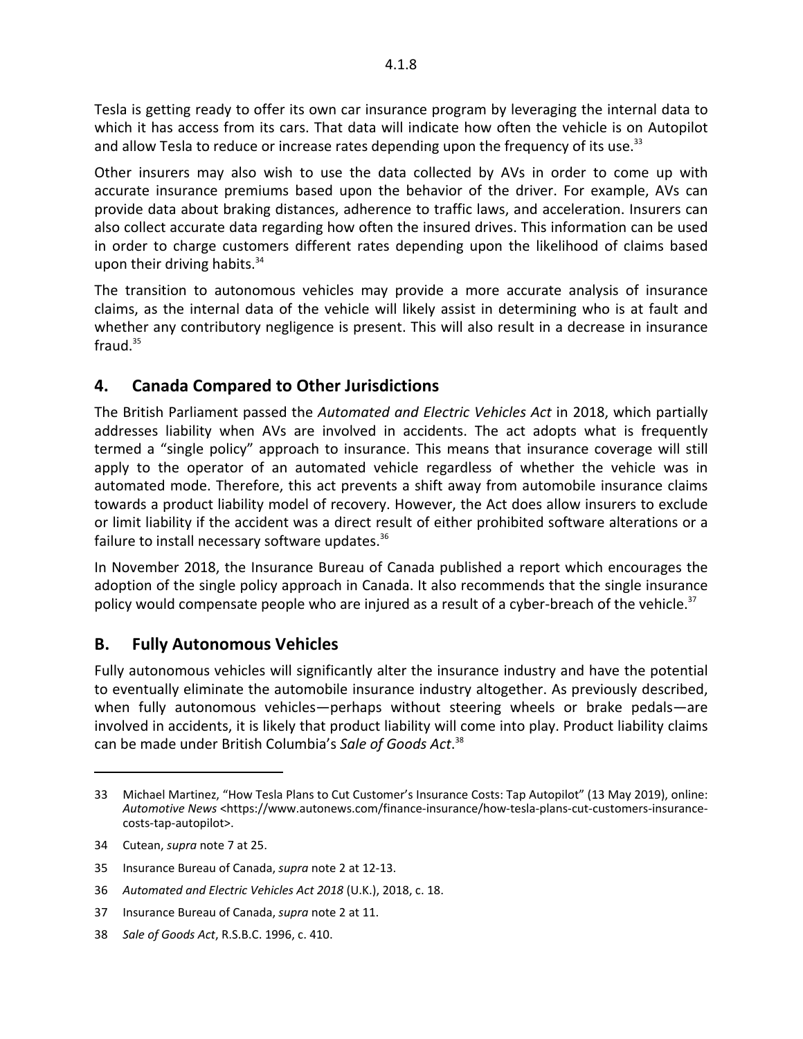Tesla is getting ready to offer its own car insurance program by leveraging the internal data to which it has access from its cars. That data will indicate how often the vehicle is on Autopilot and allow Tesla to reduce or increase rates depending upon the frequency of its use.[33]

Other insurers may also wish to use the data collected by AVs in order to come up with accurate insurance premiums based upon the behavior of the driver. For example, AVs can provide data about braking distances, adherence to traffic laws, and acceleration. Insurers can also collect accurate data regarding how often the insured drives. This information can be used in order to charge customers different rates depending upon the likelihood of claims based upon their driving habits.[34]

The transition to autonomous vehicles may provide a more accurate analysis of insurance claims, as the internal data of the vehicle will likely assist in determining who is at fault and whether any contributory negligence is present. This will also result in a decrease in insurance fraud.[35]

## 4. Canada Compared to Other Jurisdictions

The British Parliament passed the *Automated and Electric Vehicles Act* in 2018, which partially addresses liability when AVs are involved in accidents. The act adopts what is frequently termed a "single policy" approach to insurance. This means that insurance coverage will still apply to the operator of an automated vehicle regardless of whether the vehicle was in automated mode. Therefore, this act prevents a shift away from automobile insurance claims towards a product liability model of recovery. However, the Act does allow insurers to exclude or limit liability if the accident was a direct result of either prohibited software alterations or a failure to install necessary software updates.[36]

In November 2018, the Insurance Bureau of Canada published a report which encourages the adoption of the single policy approach in Canada. It also recommends that the single insurance policy would compensate people who are injured as a result of a cyber-breach of the vehicle.[37]

## B. Fully Autonomous Vehicles

Fully autonomous vehicles will significantly alter the insurance industry and have the potential to eventually eliminate the automobile insurance industry altogether. As previously described, when fully autonomous vehicles—perhaps without steering wheels or brake pedals—are involved in accidents, it is likely that product liability will come into play. Product liability claims can be made under British Columbia's *Sale of Goods Act*.[38]

---

33 Michael Martinez, "How Tesla Plans to Cut Customer's Insurance Costs: Tap Autopilot" (13 May 2019), online: *Automotive News* <https://www.autonews.com/finance-insurance/how-tesla-plans-cut-customers-insurance-costs-tap-autopilot>.

34 Cutean, *supra* note 7 at 25.

35 Insurance Bureau of Canada, *supra* note 2 at 12-13.

36 *Automated and Electric Vehicles Act 2018* (U.K.), 2018, c. 18.

37 Insurance Bureau of Canada, *supra* note 2 at 11.

38 *Sale of Goods Act*, R.S.B.C. 1996, c. 410.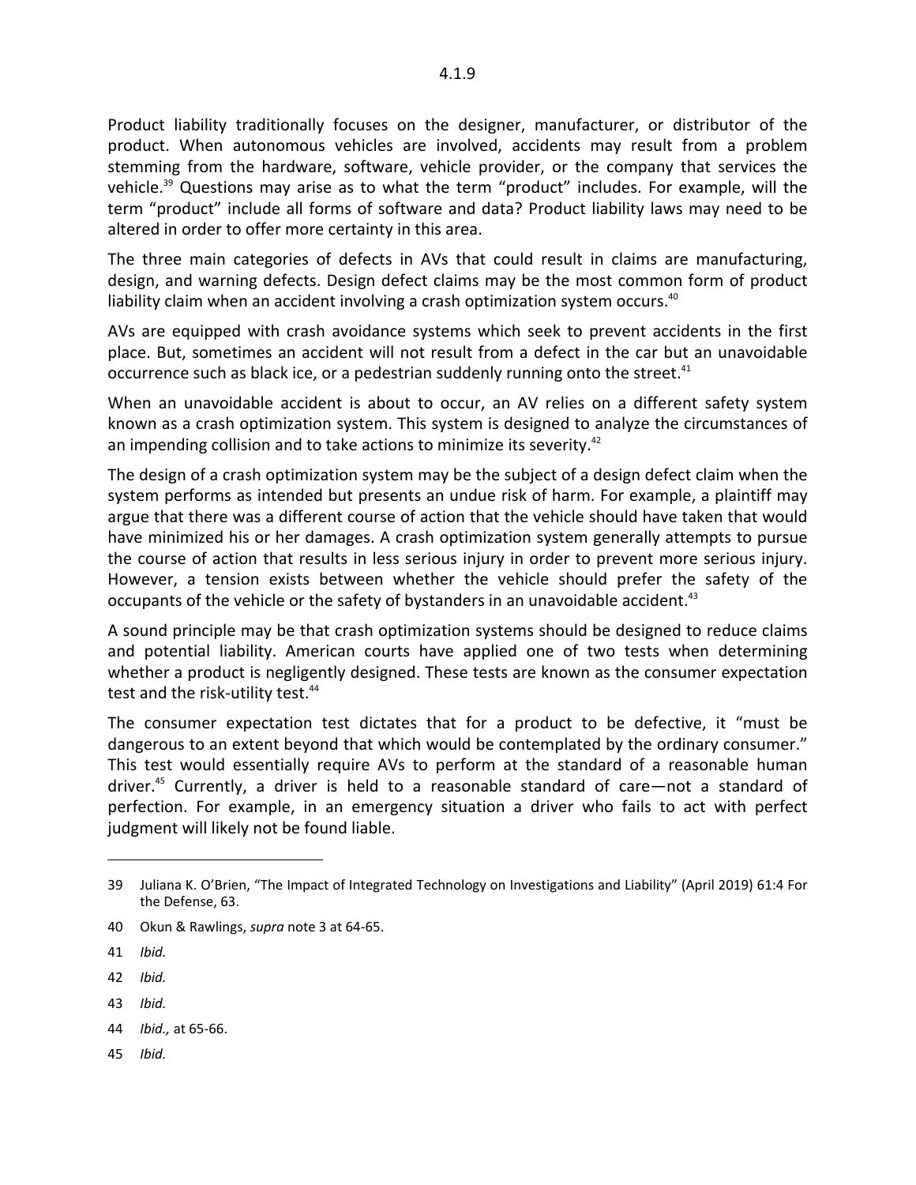Product liability traditionally focuses on the designer, manufacturer, or distributor of the product. When autonomous vehicles are involved, accidents may result from a problem stemming from the hardware, software, vehicle provider, or the company that services the vehicle.[39] Questions may arise as to what the term "product" includes. For example, will the term "product" include all forms of software and data? Product liability laws may need to be altered in order to offer more certainty in this area.

The three main categories of defects in AVs that could result in claims are manufacturing, design, and warning defects. Design defect claims may be the most common form of product liability claim when an accident involving a crash optimization system occurs.[40]

AVs are equipped with crash avoidance systems which seek to prevent accidents in the first place. But, sometimes an accident will not result from a defect in the car but an unavoidable occurrence such as black ice, or a pedestrian suddenly running onto the street.[41]

When an unavoidable accident is about to occur, an AV relies on a different safety system known as a crash optimization system. This system is designed to analyze the circumstances of an impending collision and to take actions to minimize its severity.[42]

The design of a crash optimization system may be the subject of a design defect claim when the system performs as intended but presents an undue risk of harm. For example, a plaintiff may argue that there was a different course of action that the vehicle should have taken that would have minimized his or her damages. A crash optimization system generally attempts to pursue the course of action that results in less serious injury in order to prevent more serious injury. However, a tension exists between whether the vehicle should prefer the safety of the occupants of the vehicle or the safety of bystanders in an unavoidable accident.[43]

A sound principle may be that crash optimization systems should be designed to reduce claims and potential liability. American courts have applied one of two tests when determining whether a product is negligently designed. These tests are known as the consumer expectation test and the risk-utility test.[44]

The consumer expectation test dictates that for a product to be defective, it "must be dangerous to an extent beyond that which would be contemplated by the ordinary consumer." This test would essentially require AVs to perform at the standard of a reasonable human driver.[45] Currently, a driver is held to a reasonable standard of care—not a standard of perfection. For example, in an emergency situation a driver who fails to act with perfect judgment will likely not be found liable.

---

39 Juliana K. O'Brien, "The Impact of Integrated Technology on Investigations and Liability" (April 2019) 61:4 For the Defense, 63.

40 Okun & Rawlings, *supra* note 3 at 64-65.

41 *Ibid.*

42 *Ibid.*

43 *Ibid.*

44 *Ibid.,* at 65-66.

45 *Ibid.*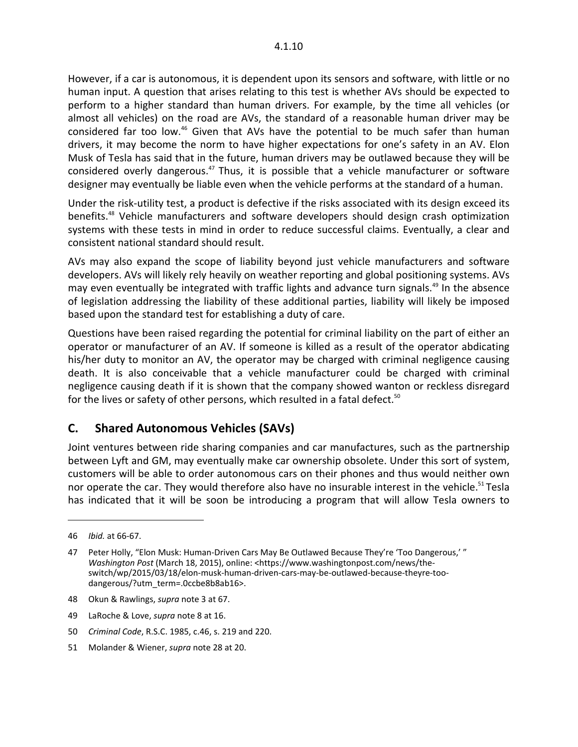However, if a car is autonomous, it is dependent upon its sensors and software, with little or no human input. A question that arises relating to this test is whether AVs should be expected to perform to a higher standard than human drivers. For example, by the time all vehicles (or almost all vehicles) on the road are AVs, the standard of a reasonable human driver may be considered far too low.[46] Given that AVs have the potential to be much safer than human drivers, it may become the norm to have higher expectations for one's safety in an AV. Elon Musk of Tesla has said that in the future, human drivers may be outlawed because they will be considered overly dangerous.[47] Thus, it is possible that a vehicle manufacturer or software designer may eventually be liable even when the vehicle performs at the standard of a human.

Under the risk-utility test, a product is defective if the risks associated with its design exceed its benefits.[48] Vehicle manufacturers and software developers should design crash optimization systems with these tests in mind in order to reduce successful claims. Eventually, a clear and consistent national standard should result.

AVs may also expand the scope of liability beyond just vehicle manufacturers and software developers. AVs will likely rely heavily on weather reporting and global positioning systems. AVs may even eventually be integrated with traffic lights and advance turn signals.[49] In the absence of legislation addressing the liability of these additional parties, liability will likely be imposed based upon the standard test for establishing a duty of care.

Questions have been raised regarding the potential for criminal liability on the part of either an operator or manufacturer of an AV. If someone is killed as a result of the operator abdicating his/her duty to monitor an AV, the operator may be charged with criminal negligence causing death. It is also conceivable that a vehicle manufacturer could be charged with criminal negligence causing death if it is shown that the company showed wanton or reckless disregard for the lives or safety of other persons, which resulted in a fatal defect.[50]

## C. Shared Autonomous Vehicles (SAVs)

Joint ventures between ride sharing companies and car manufactures, such as the partnership between Lyft and GM, may eventually make car ownership obsolete. Under this sort of system, customers will be able to order autonomous cars on their phones and thus would neither own nor operate the car. They would therefore also have no insurable interest in the vehicle.[51] Tesla has indicated that it will be soon be introducing a program that will allow Tesla owners to

---

46 *Ibid.* at 66-67.

47 Peter Holly, "Elon Musk: Human-Driven Cars May Be Outlawed Because They're 'Too Dangerous,' " *Washington Post* (March 18, 2015), online: <https://www.washingtonpost.com/news/the-switch/wp/2015/03/18/elon-musk-human-driven-cars-may-be-outlawed-because-theyre-too-dangerous/?utm_term=.0ccbe8b8ab16>.

48 Okun & Rawlings, *supra* note 3 at 67.

49 LaRoche & Love, *supra* note 8 at 16.

50 *Criminal Code*, R.S.C. 1985, c.46, s. 219 and 220.

51 Molander & Wiener, *supra* note 28 at 20.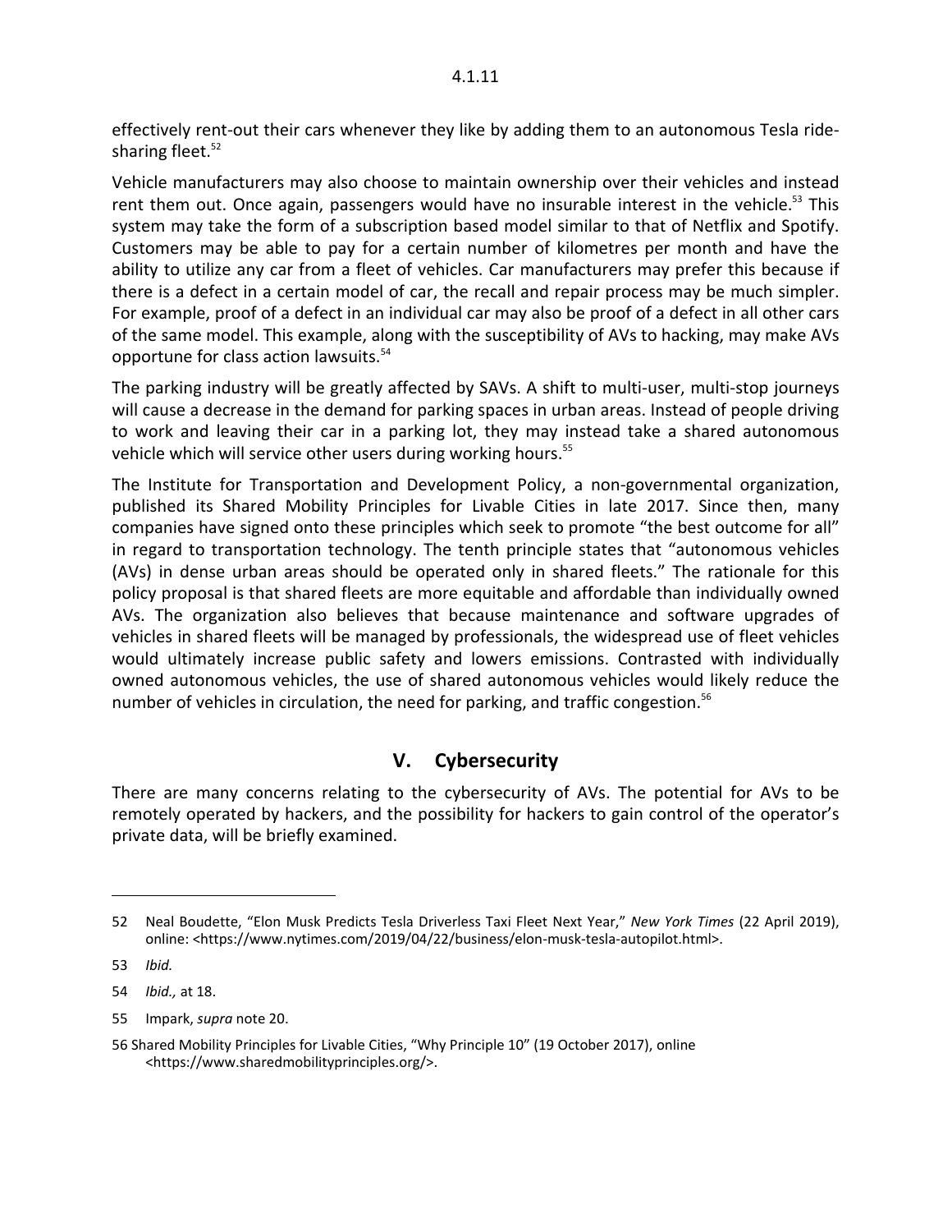effectively rent-out their cars whenever they like by adding them to an autonomous Tesla ride-sharing fleet.[52]

Vehicle manufacturers may also choose to maintain ownership over their vehicles and instead rent them out. Once again, passengers would have no insurable interest in the vehicle.[53] This system may take the form of a subscription based model similar to that of Netflix and Spotify. Customers may be able to pay for a certain number of kilometres per month and have the ability to utilize any car from a fleet of vehicles. Car manufacturers may prefer this because if there is a defect in a certain model of car, the recall and repair process may be much simpler. For example, proof of a defect in an individual car may also be proof of a defect in all other cars of the same model. This example, along with the susceptibility of AVs to hacking, may make AVs opportune for class action lawsuits.[54]

The parking industry will be greatly affected by SAVs. A shift to multi-user, multi-stop journeys will cause a decrease in the demand for parking spaces in urban areas. Instead of people driving to work and leaving their car in a parking lot, they may instead take a shared autonomous vehicle which will service other users during working hours.[55]

The Institute for Transportation and Development Policy, a non-governmental organization, published its Shared Mobility Principles for Livable Cities in late 2017. Since then, many companies have signed onto these principles which seek to promote "the best outcome for all" in regard to transportation technology. The tenth principle states that "autonomous vehicles (AVs) in dense urban areas should be operated only in shared fleets." The rationale for this policy proposal is that shared fleets are more equitable and affordable than individually owned AVs. The organization also believes that because maintenance and software upgrades of vehicles in shared fleets will be managed by professionals, the widespread use of fleet vehicles would ultimately increase public safety and lowers emissions. Contrasted with individually owned autonomous vehicles, the use of shared autonomous vehicles would likely reduce the number of vehicles in circulation, the need for parking, and traffic congestion.[56]

## V. Cybersecurity

There are many concerns relating to the cybersecurity of AVs. The potential for AVs to be remotely operated by hackers, and the possibility for hackers to gain control of the operator's private data, will be briefly examined.

---

52 Neal Boudette, "Elon Musk Predicts Tesla Driverless Taxi Fleet Next Year," *New York Times* (22 April 2019), online: <https://www.nytimes.com/2019/04/22/business/elon-musk-tesla-autopilot.html>.

53 *Ibid.*

54 *Ibid.,* at 18.

55 Impark, *supra* note 20.

56 Shared Mobility Principles for Livable Cities, "Why Principle 10" (19 October 2017), online <https://www.sharedmobilityprinciples.org/>.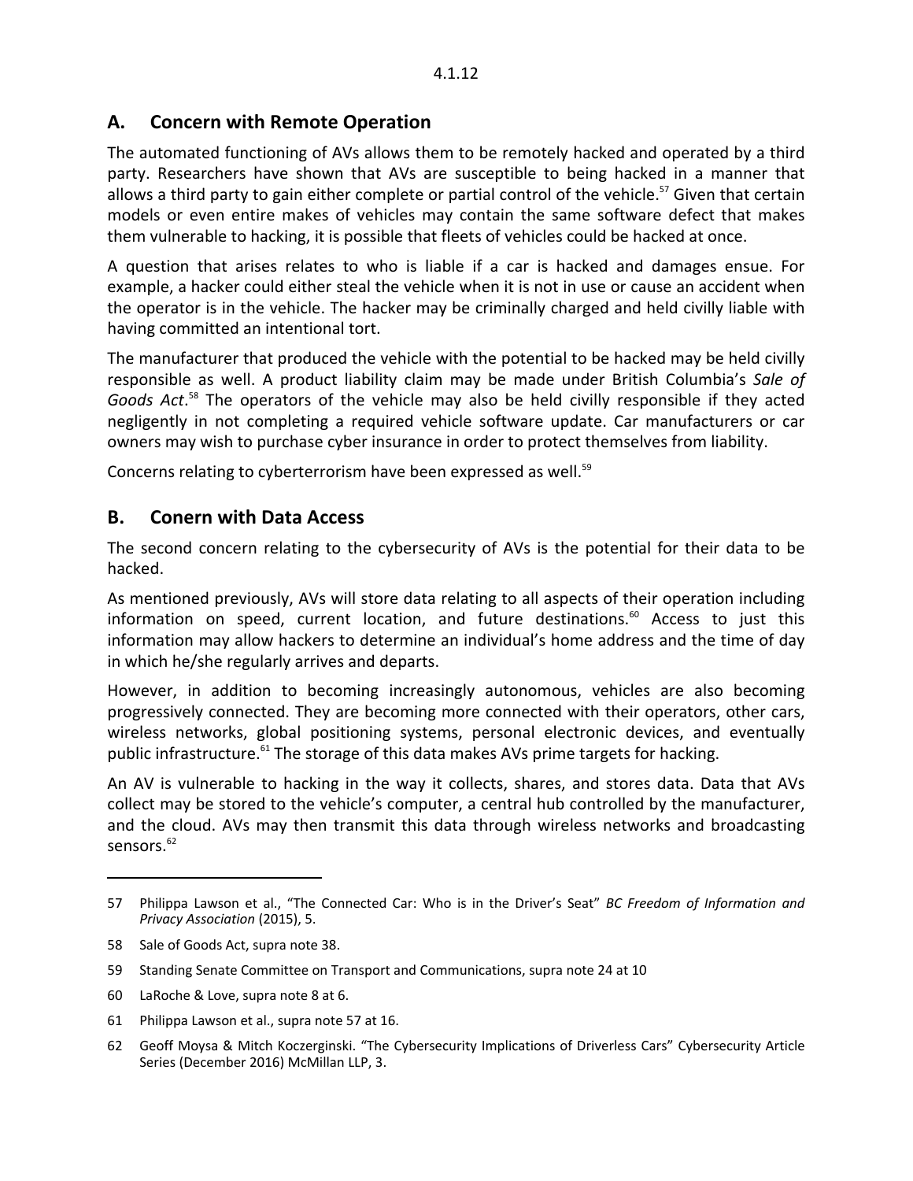4.1.12

## A. Concern with Remote Operation

The automated functioning of AVs allows them to be remotely hacked and operated by a third party. Researchers have shown that AVs are susceptible to being hacked in a manner that allows a third party to gain either complete or partial control of the vehicle.[57] Given that certain models or even entire makes of vehicles may contain the same software defect that makes them vulnerable to hacking, it is possible that fleets of vehicles could be hacked at once.

A question that arises relates to who is liable if a car is hacked and damages ensue. For example, a hacker could either steal the vehicle when it is not in use or cause an accident when the operator is in the vehicle. The hacker may be criminally charged and held civilly liable with having committed an intentional tort.

The manufacturer that produced the vehicle with the potential to be hacked may be held civilly responsible as well. A product liability claim may be made under British Columbia's *Sale of Goods Act*.[58] The operators of the vehicle may also be held civilly responsible if they acted negligently in not completing a required vehicle software update. Car manufacturers or car owners may wish to purchase cyber insurance in order to protect themselves from liability.

Concerns relating to cyberterrorism have been expressed as well.[59]

## B. Conern with Data Access

The second concern relating to the cybersecurity of AVs is the potential for their data to be hacked.

As mentioned previously, AVs will store data relating to all aspects of their operation including information on speed, current location, and future destinations.[60] Access to just this information may allow hackers to determine an individual's home address and the time of day in which he/she regularly arrives and departs.

However, in addition to becoming increasingly autonomous, vehicles are also becoming progressively connected. They are becoming more connected with their operators, other cars, wireless networks, global positioning systems, personal electronic devices, and eventually public infrastructure.[61] The storage of this data makes AVs prime targets for hacking.

An AV is vulnerable to hacking in the way it collects, shares, and stores data. Data that AVs collect may be stored to the vehicle's computer, a central hub controlled by the manufacturer, and the cloud. AVs may then transmit this data through wireless networks and broadcasting sensors.[62]

---

57 Philippa Lawson et al., "The Connected Car: Who is in the Driver's Seat" *BC Freedom of Information and Privacy Association* (2015), 5.

58 Sale of Goods Act, supra note 38.

59 Standing Senate Committee on Transport and Communications, supra note 24 at 10

60 LaRoche & Love, supra note 8 at 6.

61 Philippa Lawson et al., supra note 57 at 16.

62 Geoff Moysa & Mitch Koczerginski. "The Cybersecurity Implications of Driverless Cars" Cybersecurity Article Series (December 2016) McMillan LLP, 3.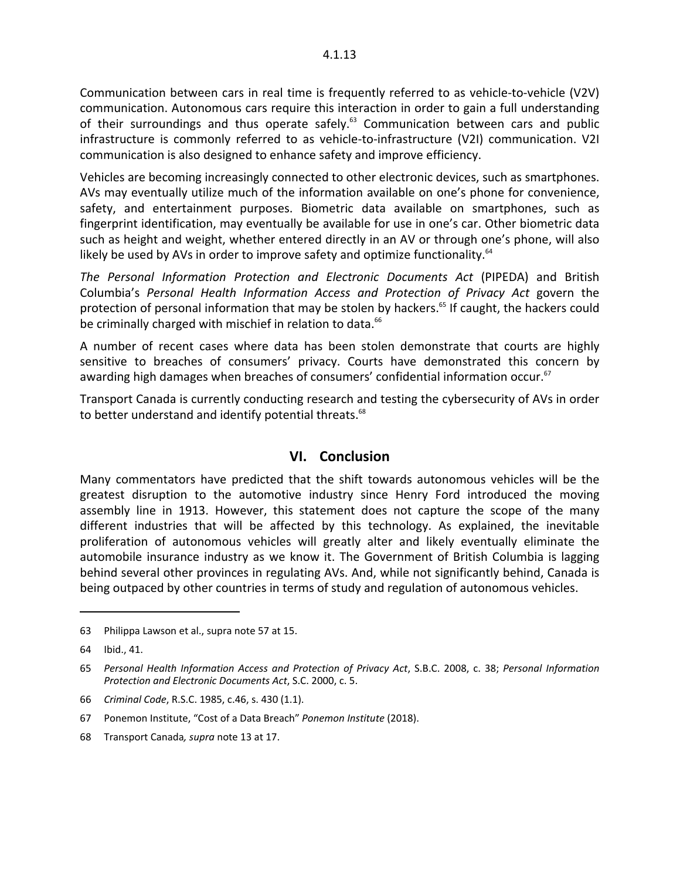Communication between cars in real time is frequently referred to as vehicle-to-vehicle (V2V) communication. Autonomous cars require this interaction in order to gain a full understanding of their surroundings and thus operate safely.[63] Communication between cars and public infrastructure is commonly referred to as vehicle-to-infrastructure (V2I) communication. V2I communication is also designed to enhance safety and improve efficiency.

Vehicles are becoming increasingly connected to other electronic devices, such as smartphones. AVs may eventually utilize much of the information available on one's phone for convenience, safety, and entertainment purposes. Biometric data available on smartphones, such as fingerprint identification, may eventually be available for use in one's car. Other biometric data such as height and weight, whether entered directly in an AV or through one's phone, will also likely be used by AVs in order to improve safety and optimize functionality.[64]

*The Personal Information Protection and Electronic Documents Act* (PIPEDA) and British Columbia's *Personal Health Information Access and Protection of Privacy Act* govern the protection of personal information that may be stolen by hackers.[65] If caught, the hackers could be criminally charged with mischief in relation to data.[66]

A number of recent cases where data has been stolen demonstrate that courts are highly sensitive to breaches of consumers' privacy. Courts have demonstrated this concern by awarding high damages when breaches of consumers' confidential information occur.[67]

Transport Canada is currently conducting research and testing the cybersecurity of AVs in order to better understand and identify potential threats.[68]

## VI. Conclusion

Many commentators have predicted that the shift towards autonomous vehicles will be the greatest disruption to the automotive industry since Henry Ford introduced the moving assembly line in 1913. However, this statement does not capture the scope of the many different industries that will be affected by this technology. As explained, the inevitable proliferation of autonomous vehicles will greatly alter and likely eventually eliminate the automobile insurance industry as we know it. The Government of British Columbia is lagging behind several other provinces in regulating AVs. And, while not significantly behind, Canada is being outpaced by other countries in terms of study and regulation of autonomous vehicles.

---

63 Philippa Lawson et al., supra note 57 at 15.

64 Ibid., 41.

65 *Personal Health Information Access and Protection of Privacy Act*, S.B.C. 2008, c. 38; *Personal Information Protection and Electronic Documents Act*, S.C. 2000, c. 5.

66 *Criminal Code*, R.S.C. 1985, c.46, s. 430 (1.1).

67 Ponemon Institute, "Cost of a Data Breach" *Ponemon Institute* (2018).

68 Transport Canada*, supra* note 13 at 17.